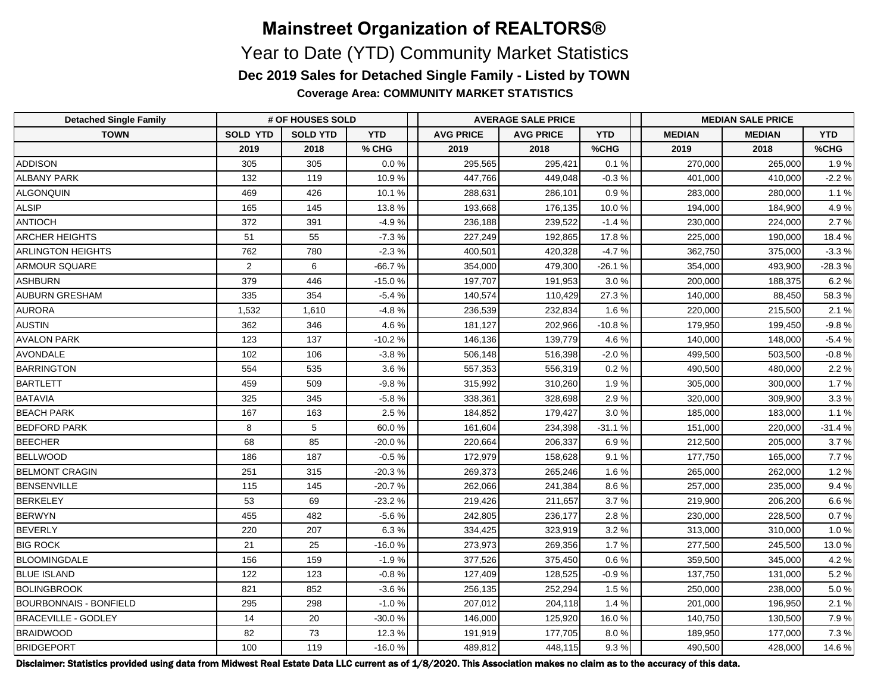# Mainstreet Organization of REALTORS®

## Year to Date (YTD) Community Market Statistics

### Dec 2019 Sales for Detached Single Family - Listed by TOWN

**Coverage Area: COMMUNITY MARKET STATISTICS**

| Detached Single Family | # OF HOUSES SOLD | | | AVERAGE SALE PRICE | | | MEDIAN SALE PRICE | | |
|---|---|---|---|---|---|---|---|---|---|
| TOWN | SOLD YTD | SOLD YTD | YTD | AVG PRICE | AVG PRICE | YTD | MEDIAN | MEDIAN | YTD |
| | 2019 | 2018 | % CHG | 2019 | 2018 | %CHG | 2019 | 2018 | %CHG |
| ADDISON | 305 | 305 | 0.0 % | 295,565 | 295,421 | 0.1 % | 270,000 | 265,000 | 1.9 % |
| ALBANY PARK | 132 | 119 | 10.9 % | 447,766 | 449,048 | -0.3 % | 401,000 | 410,000 | -2.2 % |
| ALGONQUIN | 469 | 426 | 10.1 % | 288,631 | 286,101 | 0.9 % | 283,000 | 280,000 | 1.1 % |
| ALSIP | 165 | 145 | 13.8 % | 193,668 | 176,135 | 10.0 % | 194,000 | 184,900 | 4.9 % |
| ANTIOCH | 372 | 391 | -4.9 % | 236,188 | 239,522 | -1.4 % | 230,000 | 224,000 | 2.7 % |
| ARCHER HEIGHTS | 51 | 55 | -7.3 % | 227,249 | 192,865 | 17.8 % | 225,000 | 190,000 | 18.4 % |
| ARLINGTON HEIGHTS | 762 | 780 | -2.3 % | 400,501 | 420,328 | -4.7 % | 362,750 | 375,000 | -3.3 % |
| ARMOUR SQUARE | 2 | 6 | -66.7 % | 354,000 | 479,300 | -26.1 % | 354,000 | 493,900 | -28.3 % |
| ASHBURN | 379 | 446 | -15.0 % | 197,707 | 191,953 | 3.0 % | 200,000 | 188,375 | 6.2 % |
| AUBURN GRESHAM | 335 | 354 | -5.4 % | 140,574 | 110,429 | 27.3 % | 140,000 | 88,450 | 58.3 % |
| AURORA | 1,532 | 1,610 | -4.8 % | 236,539 | 232,834 | 1.6 % | 220,000 | 215,500 | 2.1 % |
| AUSTIN | 362 | 346 | 4.6 % | 181,127 | 202,966 | -10.8 % | 179,950 | 199,450 | -9.8 % |
| AVALON PARK | 123 | 137 | -10.2 % | 146,136 | 139,779 | 4.6 % | 140,000 | 148,000 | -5.4 % |
| AVONDALE | 102 | 106 | -3.8 % | 506,148 | 516,398 | -2.0 % | 499,500 | 503,500 | -0.8 % |
| BARRINGTON | 554 | 535 | 3.6 % | 557,353 | 556,319 | 0.2 % | 490,500 | 480,000 | 2.2 % |
| BARTLETT | 459 | 509 | -9.8 % | 315,992 | 310,260 | 1.9 % | 305,000 | 300,000 | 1.7 % |
| BATAVIA | 325 | 345 | -5.8 % | 338,361 | 328,698 | 2.9 % | 320,000 | 309,900 | 3.3 % |
| BEACH PARK | 167 | 163 | 2.5 % | 184,852 | 179,427 | 3.0 % | 185,000 | 183,000 | 1.1 % |
| BEDFORD PARK | 8 | 5 | 60.0 % | 161,604 | 234,398 | -31.1 % | 151,000 | 220,000 | -31.4 % |
| BEECHER | 68 | 85 | -20.0 % | 220,664 | 206,337 | 6.9 % | 212,500 | 205,000 | 3.7 % |
| BELLWOOD | 186 | 187 | -0.5 % | 172,979 | 158,628 | 9.1 % | 177,750 | 165,000 | 7.7 % |
| BELMONT CRAGIN | 251 | 315 | -20.3 % | 269,373 | 265,246 | 1.6 % | 265,000 | 262,000 | 1.2 % |
| BENSENVILLE | 115 | 145 | -20.7 % | 262,066 | 241,384 | 8.6 % | 257,000 | 235,000 | 9.4 % |
| BERKELEY | 53 | 69 | -23.2 % | 219,426 | 211,657 | 3.7 % | 219,900 | 206,200 | 6.6 % |
| BERWYN | 455 | 482 | -5.6 % | 242,805 | 236,177 | 2.8 % | 230,000 | 228,500 | 0.7 % |
| BEVERLY | 220 | 207 | 6.3 % | 334,425 | 323,919 | 3.2 % | 313,000 | 310,000 | 1.0 % |
| BIG ROCK | 21 | 25 | -16.0 % | 273,973 | 269,356 | 1.7 % | 277,500 | 245,500 | 13.0 % |
| BLOOMINGDALE | 156 | 159 | -1.9 % | 377,526 | 375,450 | 0.6 % | 359,500 | 345,000 | 4.2 % |
| BLUE ISLAND | 122 | 123 | -0.8 % | 127,409 | 128,525 | -0.9 % | 137,750 | 131,000 | 5.2 % |
| BOLINGBROOK | 821 | 852 | -3.6 % | 256,135 | 252,294 | 1.5 % | 250,000 | 238,000 | 5.0 % |
| BOURBONNAIS - BONFIELD | 295 | 298 | -1.0 % | 207,012 | 204,118 | 1.4 % | 201,000 | 196,950 | 2.1 % |
| BRACEVILLE - GODLEY | 14 | 20 | -30.0 % | 146,000 | 125,920 | 16.0 % | 140,750 | 130,500 | 7.9 % |
| BRAIDWOOD | 82 | 73 | 12.3 % | 191,919 | 177,705 | 8.0 % | 189,950 | 177,000 | 7.3 % |
| BRIDGEPORT | 100 | 119 | -16.0 % | 489,812 | 448,115 | 9.3 % | 490,500 | 428,000 | 14.6 % |

**Disclaimer: Statistics provided using data from Midwest Real Estate Data LLC current as of 1/8/2020. This Association makes no claim as to the accuracy of this data.**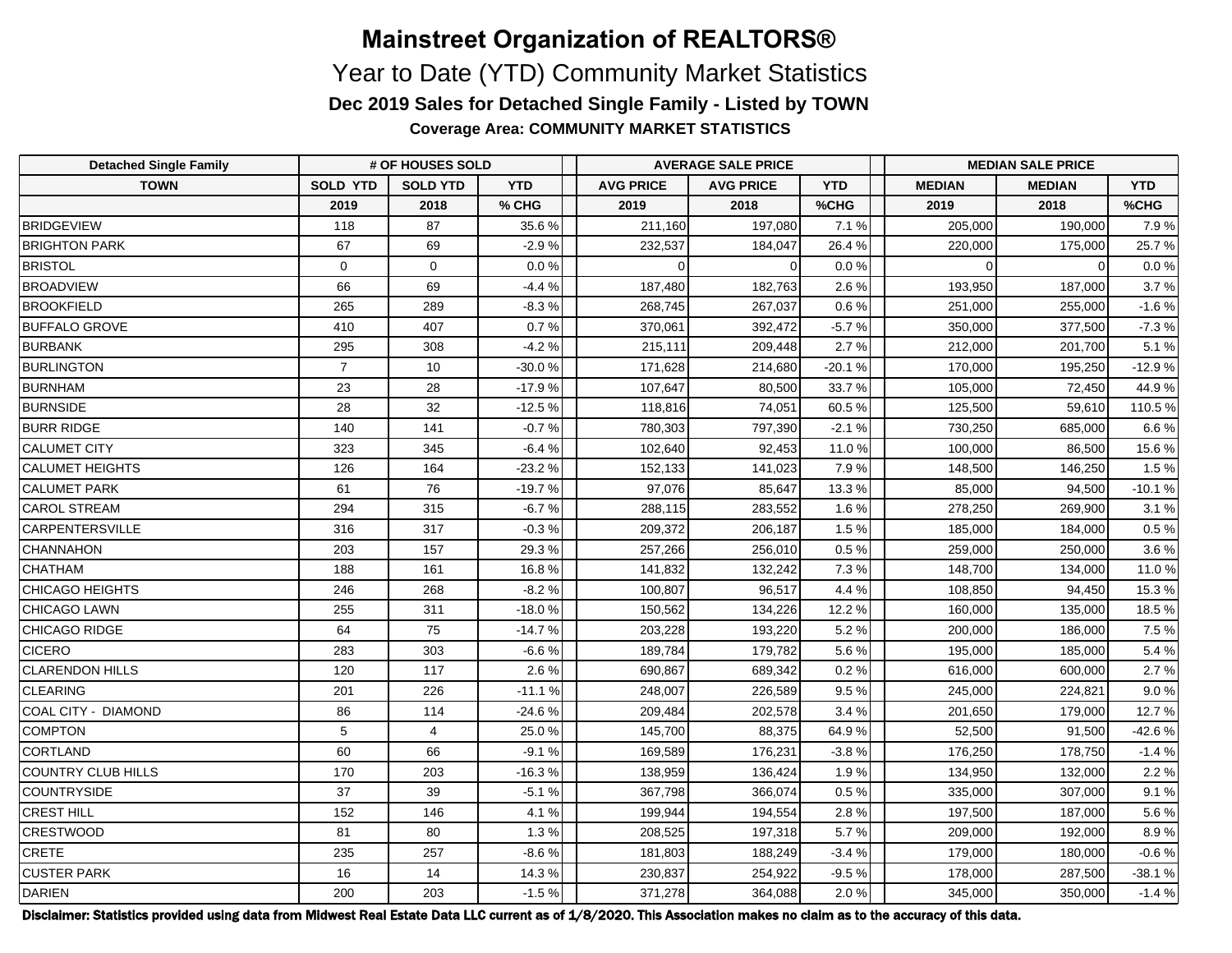# Mainstreet Organization of REALTORS®

## Year to Date (YTD) Community Market Statistics

### Dec 2019 Sales for Detached Single Family - Listed by TOWN

**Coverage Area: COMMUNITY MARKET STATISTICS**

| Detached Single Family | # OF HOUSES SOLD | | | AVERAGE SALE PRICE | | | MEDIAN SALE PRICE | | |
|---|---|---|---|---|---|---|---|---|---|
| TOWN | SOLD YTD | SOLD YTD | YTD | AVG PRICE | AVG PRICE | YTD | MEDIAN | MEDIAN | YTD |
| | 2019 | 2018 | % CHG | 2019 | 2018 | %CHG | 2019 | 2018 | %CHG |
| BRIDGEVIEW | 118 | 87 | 35.6 % | 211,160 | 197,080 | 7.1 % | 205,000 | 190,000 | 7.9 % |
| BRIGHTON PARK | 67 | 69 | -2.9 % | 232,537 | 184,047 | 26.4 % | 220,000 | 175,000 | 25.7 % |
| BRISTOL | 0 | 0 | 0.0 % | 0 | 0 | 0.0 % | 0 | 0 | 0.0 % |
| BROADVIEW | 66 | 69 | -4.4 % | 187,480 | 182,763 | 2.6 % | 193,950 | 187,000 | 3.7 % |
| BROOKFIELD | 265 | 289 | -8.3 % | 268,745 | 267,037 | 0.6 % | 251,000 | 255,000 | -1.6 % |
| BUFFALO GROVE | 410 | 407 | 0.7 % | 370,061 | 392,472 | -5.7 % | 350,000 | 377,500 | -7.3 % |
| BURBANK | 295 | 308 | -4.2 % | 215,111 | 209,448 | 2.7 % | 212,000 | 201,700 | 5.1 % |
| BURLINGTON | 7 | 10 | -30.0 % | 171,628 | 214,680 | -20.1 % | 170,000 | 195,250 | -12.9 % |
| BURNHAM | 23 | 28 | -17.9 % | 107,647 | 80,500 | 33.7 % | 105,000 | 72,450 | 44.9 % |
| BURNSIDE | 28 | 32 | -12.5 % | 118,816 | 74,051 | 60.5 % | 125,500 | 59,610 | 110.5 % |
| BURR RIDGE | 140 | 141 | -0.7 % | 780,303 | 797,390 | -2.1 % | 730,250 | 685,000 | 6.6 % |
| CALUMET CITY | 323 | 345 | -6.4 % | 102,640 | 92,453 | 11.0 % | 100,000 | 86,500 | 15.6 % |
| CALUMET HEIGHTS | 126 | 164 | -23.2 % | 152,133 | 141,023 | 7.9 % | 148,500 | 146,250 | 1.5 % |
| CALUMET PARK | 61 | 76 | -19.7 % | 97,076 | 85,647 | 13.3 % | 85,000 | 94,500 | -10.1 % |
| CAROL STREAM | 294 | 315 | -6.7 % | 288,115 | 283,552 | 1.6 % | 278,250 | 269,900 | 3.1 % |
| CARPENTERSVILLE | 316 | 317 | -0.3 % | 209,372 | 206,187 | 1.5 % | 185,000 | 184,000 | 0.5 % |
| CHANNAHON | 203 | 157 | 29.3 % | 257,266 | 256,010 | 0.5 % | 259,000 | 250,000 | 3.6 % |
| CHATHAM | 188 | 161 | 16.8 % | 141,832 | 132,242 | 7.3 % | 148,700 | 134,000 | 11.0 % |
| CHICAGO HEIGHTS | 246 | 268 | -8.2 % | 100,807 | 96,517 | 4.4 % | 108,850 | 94,450 | 15.3 % |
| CHICAGO LAWN | 255 | 311 | -18.0 % | 150,562 | 134,226 | 12.2 % | 160,000 | 135,000 | 18.5 % |
| CHICAGO RIDGE | 64 | 75 | -14.7 % | 203,228 | 193,220 | 5.2 % | 200,000 | 186,000 | 7.5 % |
| CICERO | 283 | 303 | -6.6 % | 189,784 | 179,782 | 5.6 % | 195,000 | 185,000 | 5.4 % |
| CLARENDON HILLS | 120 | 117 | 2.6 % | 690,867 | 689,342 | 0.2 % | 616,000 | 600,000 | 2.7 % |
| CLEARING | 201 | 226 | -11.1 % | 248,007 | 226,589 | 9.5 % | 245,000 | 224,821 | 9.0 % |
| COAL CITY - DIAMOND | 86 | 114 | -24.6 % | 209,484 | 202,578 | 3.4 % | 201,650 | 179,000 | 12.7 % |
| COMPTON | 5 | 4 | 25.0 % | 145,700 | 88,375 | 64.9 % | 52,500 | 91,500 | -42.6 % |
| CORTLAND | 60 | 66 | -9.1 % | 169,589 | 176,231 | -3.8 % | 176,250 | 178,750 | -1.4 % |
| COUNTRY CLUB HILLS | 170 | 203 | -16.3 % | 138,959 | 136,424 | 1.9 % | 134,950 | 132,000 | 2.2 % |
| COUNTRYSIDE | 37 | 39 | -5.1 % | 367,798 | 366,074 | 0.5 % | 335,000 | 307,000 | 9.1 % |
| CREST HILL | 152 | 146 | 4.1 % | 199,944 | 194,554 | 2.8 % | 197,500 | 187,000 | 5.6 % |
| CRESTWOOD | 81 | 80 | 1.3 % | 208,525 | 197,318 | 5.7 % | 209,000 | 192,000 | 8.9 % |
| CRETE | 235 | 257 | -8.6 % | 181,803 | 188,249 | -3.4 % | 179,000 | 180,000 | -0.6 % |
| CUSTER PARK | 16 | 14 | 14.3 % | 230,837 | 254,922 | -9.5 % | 178,000 | 287,500 | -38.1 % |
| DARIEN | 200 | 203 | -1.5 % | 371,278 | 364,088 | 2.0 % | 345,000 | 350,000 | -1.4 % |

**Disclaimer: Statistics provided using data from Midwest Real Estate Data LLC current as of 1/8/2020. This Association makes no claim as to the accuracy of this data.**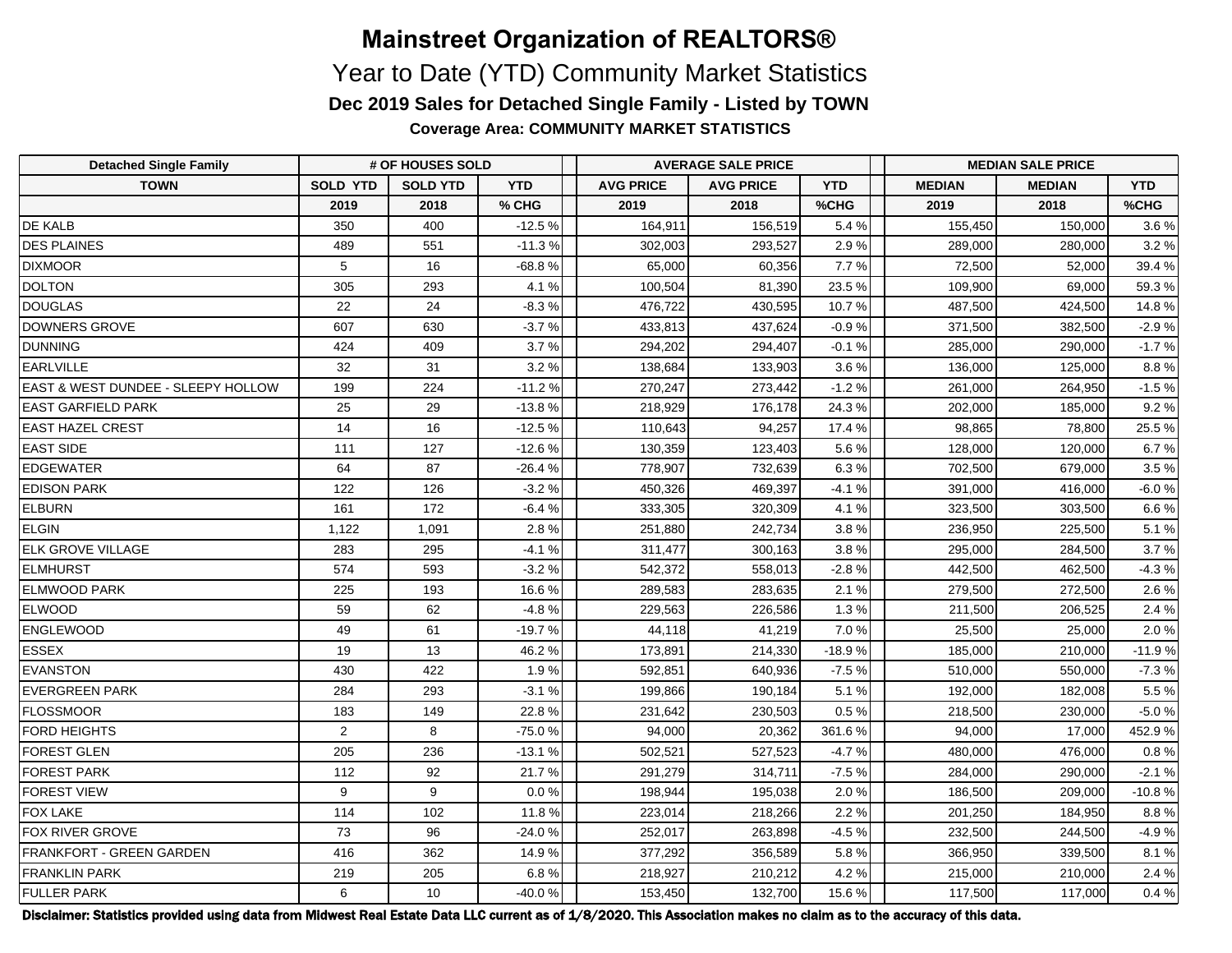# Mainstreet Organization of REALTORS®

## Year to Date (YTD) Community Market Statistics

### Dec 2019 Sales for Detached Single Family - Listed by TOWN

**Coverage Area: COMMUNITY MARKET STATISTICS**

| Detached Single Family | # OF HOUSES SOLD | | | AVERAGE SALE PRICE | | | MEDIAN SALE PRICE | | |
|---|---|---|---|---|---|---|---|---|---|
| TOWN | SOLD YTD | SOLD YTD | YTD | AVG PRICE | AVG PRICE | YTD | MEDIAN | MEDIAN | YTD |
| | 2019 | 2018 | % CHG | 2019 | 2018 | %CHG | 2019 | 2018 | %CHG |
| DE KALB | 350 | 400 | -12.5 % | 164,911 | 156,519 | 5.4 % | 155,450 | 150,000 | 3.6 % |
| DES PLAINES | 489 | 551 | -11.3 % | 302,003 | 293,527 | 2.9 % | 289,000 | 280,000 | 3.2 % |
| DIXMOOR | 5 | 16 | -68.8 % | 65,000 | 60,356 | 7.7 % | 72,500 | 52,000 | 39.4 % |
| DOLTON | 305 | 293 | 4.1 % | 100,504 | 81,390 | 23.5 % | 109,900 | 69,000 | 59.3 % |
| DOUGLAS | 22 | 24 | -8.3 % | 476,722 | 430,595 | 10.7 % | 487,500 | 424,500 | 14.8 % |
| DOWNERS GROVE | 607 | 630 | -3.7 % | 433,813 | 437,624 | -0.9 % | 371,500 | 382,500 | -2.9 % |
| DUNNING | 424 | 409 | 3.7 % | 294,202 | 294,407 | -0.1 % | 285,000 | 290,000 | -1.7 % |
| EARLVILLE | 32 | 31 | 3.2 % | 138,684 | 133,903 | 3.6 % | 136,000 | 125,000 | 8.8 % |
| EAST & WEST DUNDEE - SLEEPY HOLLOW | 199 | 224 | -11.2 % | 270,247 | 273,442 | -1.2 % | 261,000 | 264,950 | -1.5 % |
| EAST GARFIELD PARK | 25 | 29 | -13.8 % | 218,929 | 176,178 | 24.3 % | 202,000 | 185,000 | 9.2 % |
| EAST HAZEL CREST | 14 | 16 | -12.5 % | 110,643 | 94,257 | 17.4 % | 98,865 | 78,800 | 25.5 % |
| EAST SIDE | 111 | 127 | -12.6 % | 130,359 | 123,403 | 5.6 % | 128,000 | 120,000 | 6.7 % |
| EDGEWATER | 64 | 87 | -26.4 % | 778,907 | 732,639 | 6.3 % | 702,500 | 679,000 | 3.5 % |
| EDISON PARK | 122 | 126 | -3.2 % | 450,326 | 469,397 | -4.1 % | 391,000 | 416,000 | -6.0 % |
| ELBURN | 161 | 172 | -6.4 % | 333,305 | 320,309 | 4.1 % | 323,500 | 303,500 | 6.6 % |
| ELGIN | 1,122 | 1,091 | 2.8 % | 251,880 | 242,734 | 3.8 % | 236,950 | 225,500 | 5.1 % |
| ELK GROVE VILLAGE | 283 | 295 | -4.1 % | 311,477 | 300,163 | 3.8 % | 295,000 | 284,500 | 3.7 % |
| ELMHURST | 574 | 593 | -3.2 % | 542,372 | 558,013 | -2.8 % | 442,500 | 462,500 | -4.3 % |
| ELMWOOD PARK | 225 | 193 | 16.6 % | 289,583 | 283,635 | 2.1 % | 279,500 | 272,500 | 2.6 % |
| ELWOOD | 59 | 62 | -4.8 % | 229,563 | 226,586 | 1.3 % | 211,500 | 206,525 | 2.4 % |
| ENGLEWOOD | 49 | 61 | -19.7 % | 44,118 | 41,219 | 7.0 % | 25,500 | 25,000 | 2.0 % |
| ESSEX | 19 | 13 | 46.2 % | 173,891 | 214,330 | -18.9 % | 185,000 | 210,000 | -11.9 % |
| EVANSTON | 430 | 422 | 1.9 % | 592,851 | 640,936 | -7.5 % | 510,000 | 550,000 | -7.3 % |
| EVERGREEN PARK | 284 | 293 | -3.1 % | 199,866 | 190,184 | 5.1 % | 192,000 | 182,008 | 5.5 % |
| FLOSSMOOR | 183 | 149 | 22.8 % | 231,642 | 230,503 | 0.5 % | 218,500 | 230,000 | -5.0 % |
| FORD HEIGHTS | 2 | 8 | -75.0 % | 94,000 | 20,362 | 361.6 % | 94,000 | 17,000 | 452.9 % |
| FOREST GLEN | 205 | 236 | -13.1 % | 502,521 | 527,523 | -4.7 % | 480,000 | 476,000 | 0.8 % |
| FOREST PARK | 112 | 92 | 21.7 % | 291,279 | 314,711 | -7.5 % | 284,000 | 290,000 | -2.1 % |
| FOREST VIEW | 9 | 9 | 0.0 % | 198,944 | 195,038 | 2.0 % | 186,500 | 209,000 | -10.8 % |
| FOX LAKE | 114 | 102 | 11.8 % | 223,014 | 218,266 | 2.2 % | 201,250 | 184,950 | 8.8 % |
| FOX RIVER GROVE | 73 | 96 | -24.0 % | 252,017 | 263,898 | -4.5 % | 232,500 | 244,500 | -4.9 % |
| FRANKFORT - GREEN GARDEN | 416 | 362 | 14.9 % | 377,292 | 356,589 | 5.8 % | 366,950 | 339,500 | 8.1 % |
| FRANKLIN PARK | 219 | 205 | 6.8 % | 218,927 | 210,212 | 4.2 % | 215,000 | 210,000 | 2.4 % |
| FULLER PARK | 6 | 10 | -40.0 % | 153,450 | 132,700 | 15.6 % | 117,500 | 117,000 | 0.4 % |

**Disclaimer: Statistics provided using data from Midwest Real Estate Data LLC current as of 1/8/2020. This Association makes no claim as to the accuracy of this data.**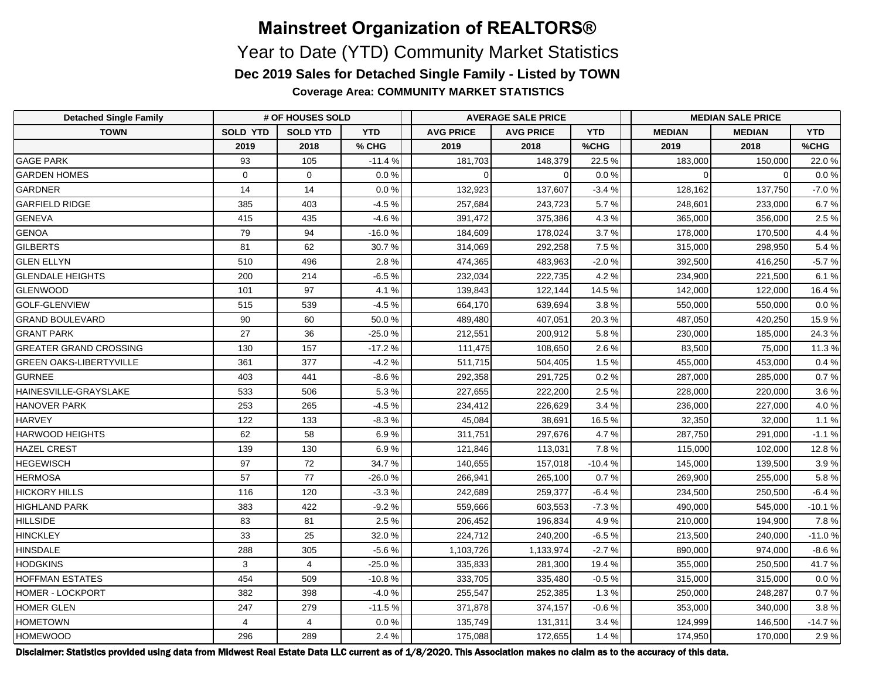# Mainstreet Organization of REALTORS®

## Year to Date (YTD) Community Market Statistics

### Dec 2019 Sales for Detached Single Family - Listed by TOWN

**Coverage Area: COMMUNITY MARKET STATISTICS**

| Detached Single Family | # OF HOUSES SOLD | | | AVERAGE SALE PRICE | | | MEDIAN SALE PRICE | | |
|---|---|---|---|---|---|---|---|---|---|
| TOWN | SOLD YTD | SOLD YTD | YTD | AVG PRICE | AVG PRICE | YTD | MEDIAN | MEDIAN | YTD |
| | 2019 | 2018 | % CHG | 2019 | 2018 | %CHG | 2019 | 2018 | %CHG |
| GAGE PARK | 93 | 105 | -11.4 % | 181,703 | 148,379 | 22.5 % | 183,000 | 150,000 | 22.0 % |
| GARDEN HOMES | 0 | 0 | 0.0 % | 0 | 0 | 0.0 % | 0 | 0 | 0.0 % |
| GARDNER | 14 | 14 | 0.0 % | 132,923 | 137,607 | -3.4 % | 128,162 | 137,750 | -7.0 % |
| GARFIELD RIDGE | 385 | 403 | -4.5 % | 257,684 | 243,723 | 5.7 % | 248,601 | 233,000 | 6.7 % |
| GENEVA | 415 | 435 | -4.6 % | 391,472 | 375,386 | 4.3 % | 365,000 | 356,000 | 2.5 % |
| GENOA | 79 | 94 | -16.0 % | 184,609 | 178,024 | 3.7 % | 178,000 | 170,500 | 4.4 % |
| GILBERTS | 81 | 62 | 30.7 % | 314,069 | 292,258 | 7.5 % | 315,000 | 298,950 | 5.4 % |
| GLEN ELLYN | 510 | 496 | 2.8 % | 474,365 | 483,963 | -2.0 % | 392,500 | 416,250 | -5.7 % |
| GLENDALE HEIGHTS | 200 | 214 | -6.5 % | 232,034 | 222,735 | 4.2 % | 234,900 | 221,500 | 6.1 % |
| GLENWOOD | 101 | 97 | 4.1 % | 139,843 | 122,144 | 14.5 % | 142,000 | 122,000 | 16.4 % |
| GOLF-GLENVIEW | 515 | 539 | -4.5 % | 664,170 | 639,694 | 3.8 % | 550,000 | 550,000 | 0.0 % |
| GRAND BOULEVARD | 90 | 60 | 50.0 % | 489,480 | 407,051 | 20.3 % | 487,050 | 420,250 | 15.9 % |
| GRANT PARK | 27 | 36 | -25.0 % | 212,551 | 200,912 | 5.8 % | 230,000 | 185,000 | 24.3 % |
| GREATER GRAND CROSSING | 130 | 157 | -17.2 % | 111,475 | 108,650 | 2.6 % | 83,500 | 75,000 | 11.3 % |
| GREEN OAKS-LIBERTYVILLE | 361 | 377 | -4.2 % | 511,715 | 504,405 | 1.5 % | 455,000 | 453,000 | 0.4 % |
| GURNEE | 403 | 441 | -8.6 % | 292,358 | 291,725 | 0.2 % | 287,000 | 285,000 | 0.7 % |
| HAINESVILLE-GRAYSLAKE | 533 | 506 | 5.3 % | 227,655 | 222,200 | 2.5 % | 228,000 | 220,000 | 3.6 % |
| HANOVER PARK | 253 | 265 | -4.5 % | 234,412 | 226,629 | 3.4 % | 236,000 | 227,000 | 4.0 % |
| HARVEY | 122 | 133 | -8.3 % | 45,084 | 38,691 | 16.5 % | 32,350 | 32,000 | 1.1 % |
| HARWOOD HEIGHTS | 62 | 58 | 6.9 % | 311,751 | 297,676 | 4.7 % | 287,750 | 291,000 | -1.1 % |
| HAZEL CREST | 139 | 130 | 6.9 % | 121,846 | 113,031 | 7.8 % | 115,000 | 102,000 | 12.8 % |
| HEGEWISCH | 97 | 72 | 34.7 % | 140,655 | 157,018 | -10.4 % | 145,000 | 139,500 | 3.9 % |
| HERMOSA | 57 | 77 | -26.0 % | 266,941 | 265,100 | 0.7 % | 269,900 | 255,000 | 5.8 % |
| HICKORY HILLS | 116 | 120 | -3.3 % | 242,689 | 259,377 | -6.4 % | 234,500 | 250,500 | -6.4 % |
| HIGHLAND PARK | 383 | 422 | -9.2 % | 559,666 | 603,553 | -7.3 % | 490,000 | 545,000 | -10.1 % |
| HILLSIDE | 83 | 81 | 2.5 % | 206,452 | 196,834 | 4.9 % | 210,000 | 194,900 | 7.8 % |
| HINCKLEY | 33 | 25 | 32.0 % | 224,712 | 240,200 | -6.5 % | 213,500 | 240,000 | -11.0 % |
| HINSDALE | 288 | 305 | -5.6 % | 1,103,726 | 1,133,974 | -2.7 % | 890,000 | 974,000 | -8.6 % |
| HODGKINS | 3 | 4 | -25.0 % | 335,833 | 281,300 | 19.4 % | 355,000 | 250,500 | 41.7 % |
| HOFFMAN ESTATES | 454 | 509 | -10.8 % | 333,705 | 335,480 | -0.5 % | 315,000 | 315,000 | 0.0 % |
| HOMER - LOCKPORT | 382 | 398 | -4.0 % | 255,547 | 252,385 | 1.3 % | 250,000 | 248,287 | 0.7 % |
| HOMER GLEN | 247 | 279 | -11.5 % | 371,878 | 374,157 | -0.6 % | 353,000 | 340,000 | 3.8 % |
| HOMETOWN | 4 | 4 | 0.0 % | 135,749 | 131,311 | 3.4 % | 124,999 | 146,500 | -14.7 % |
| HOMEWOOD | 296 | 289 | 2.4 % | 175,088 | 172,655 | 1.4 % | 174,950 | 170,000 | 2.9 % |

**Disclaimer: Statistics provided using data from Midwest Real Estate Data LLC current as of 1/8/2020. This Association makes no claim as to the accuracy of this data.**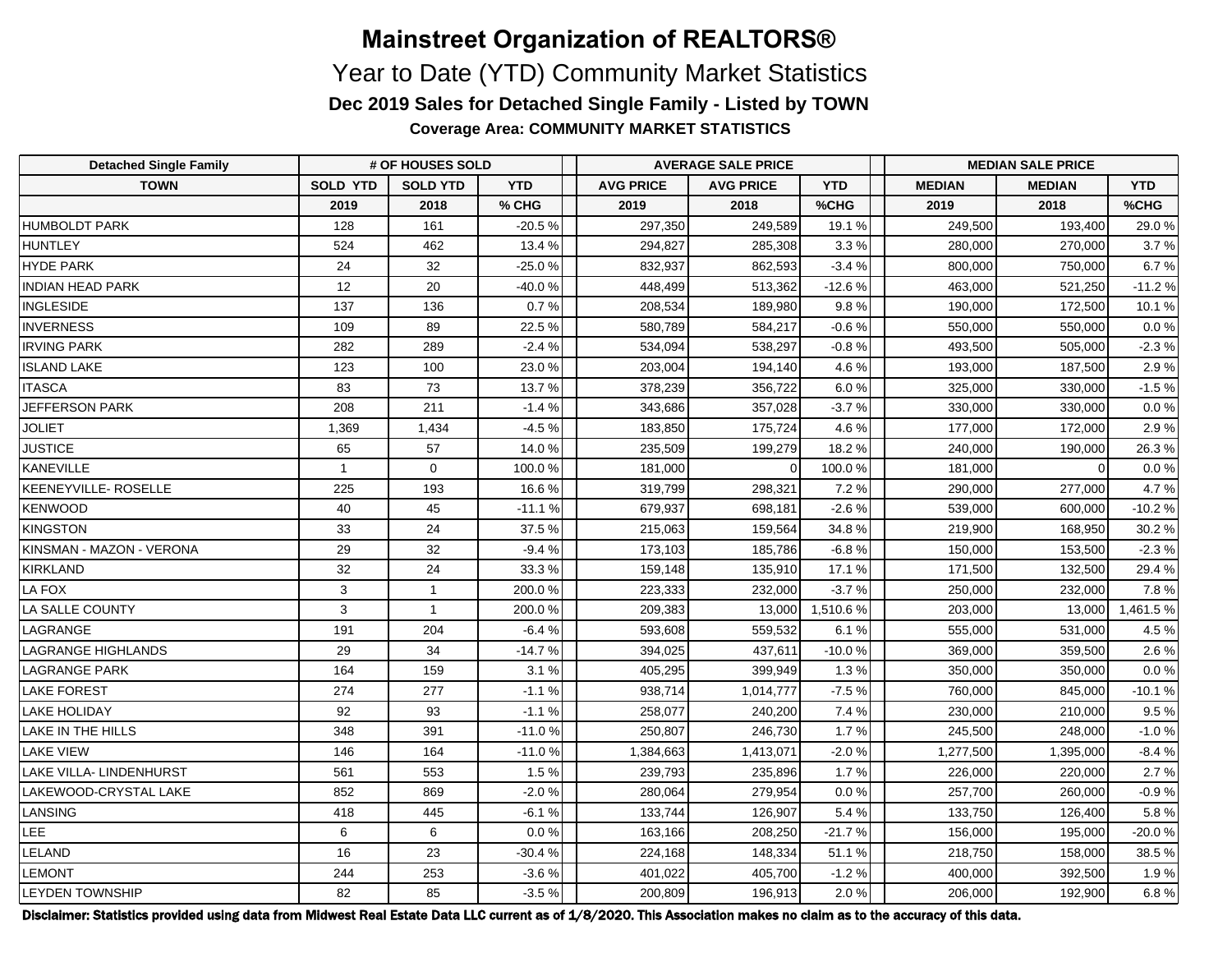# Mainstreet Organization of REALTORS®

## Year to Date (YTD) Community Market Statistics

### Dec 2019 Sales for Detached Single Family - Listed by TOWN

**Coverage Area: COMMUNITY MARKET STATISTICS**

| Detached Single Family | # OF HOUSES SOLD | | | AVERAGE SALE PRICE | | | MEDIAN SALE PRICE | | |
|---|---|---|---|---|---|---|---|---|---|
| TOWN | SOLD YTD | SOLD YTD | YTD | AVG PRICE | AVG PRICE | YTD | MEDIAN | MEDIAN | YTD |
| | 2019 | 2018 | % CHG | 2019 | 2018 | %CHG | 2019 | 2018 | %CHG |
| HUMBOLDT PARK | 128 | 161 | -20.5 % | 297,350 | 249,589 | 19.1 % | 249,500 | 193,400 | 29.0 % |
| HUNTLEY | 524 | 462 | 13.4 % | 294,827 | 285,308 | 3.3 % | 280,000 | 270,000 | 3.7 % |
| HYDE PARK | 24 | 32 | -25.0 % | 832,937 | 862,593 | -3.4 % | 800,000 | 750,000 | 6.7 % |
| INDIAN HEAD PARK | 12 | 20 | -40.0 % | 448,499 | 513,362 | -12.6 % | 463,000 | 521,250 | -11.2 % |
| INGLESIDE | 137 | 136 | 0.7 % | 208,534 | 189,980 | 9.8 % | 190,000 | 172,500 | 10.1 % |
| INVERNESS | 109 | 89 | 22.5 % | 580,789 | 584,217 | -0.6 % | 550,000 | 550,000 | 0.0 % |
| IRVING PARK | 282 | 289 | -2.4 % | 534,094 | 538,297 | -0.8 % | 493,500 | 505,000 | -2.3 % |
| ISLAND LAKE | 123 | 100 | 23.0 % | 203,004 | 194,140 | 4.6 % | 193,000 | 187,500 | 2.9 % |
| ITASCA | 83 | 73 | 13.7 % | 378,239 | 356,722 | 6.0 % | 325,000 | 330,000 | -1.5 % |
| JEFFERSON PARK | 208 | 211 | -1.4 % | 343,686 | 357,028 | -3.7 % | 330,000 | 330,000 | 0.0 % |
| JOLIET | 1,369 | 1,434 | -4.5 % | 183,850 | 175,724 | 4.6 % | 177,000 | 172,000 | 2.9 % |
| JUSTICE | 65 | 57 | 14.0 % | 235,509 | 199,279 | 18.2 % | 240,000 | 190,000 | 26.3 % |
| KANEVILLE | 1 | 0 | 100.0 % | 181,000 | 0 | 100.0 % | 181,000 | 0 | 0.0 % |
| KEENEYVILLE- ROSELLE | 225 | 193 | 16.6 % | 319,799 | 298,321 | 7.2 % | 290,000 | 277,000 | 4.7 % |
| KENWOOD | 40 | 45 | -11.1 % | 679,937 | 698,181 | -2.6 % | 539,000 | 600,000 | -10.2 % |
| KINGSTON | 33 | 24 | 37.5 % | 215,063 | 159,564 | 34.8 % | 219,900 | 168,950 | 30.2 % |
| KINSMAN - MAZON - VERONA | 29 | 32 | -9.4 % | 173,103 | 185,786 | -6.8 % | 150,000 | 153,500 | -2.3 % |
| KIRKLAND | 32 | 24 | 33.3 % | 159,148 | 135,910 | 17.1 % | 171,500 | 132,500 | 29.4 % |
| LA FOX | 3 | 1 | 200.0 % | 223,333 | 232,000 | -3.7 % | 250,000 | 232,000 | 7.8 % |
| LA SALLE COUNTY | 3 | 1 | 200.0 % | 209,383 | 13,000 | 1,510.6 % | 203,000 | 13,000 | 1,461.5 % |
| LAGRANGE | 191 | 204 | -6.4 % | 593,608 | 559,532 | 6.1 % | 555,000 | 531,000 | 4.5 % |
| LAGRANGE HIGHLANDS | 29 | 34 | -14.7 % | 394,025 | 437,611 | -10.0 % | 369,000 | 359,500 | 2.6 % |
| LAGRANGE PARK | 164 | 159 | 3.1 % | 405,295 | 399,949 | 1.3 % | 350,000 | 350,000 | 0.0 % |
| LAKE FOREST | 274 | 277 | -1.1 % | 938,714 | 1,014,777 | -7.5 % | 760,000 | 845,000 | -10.1 % |
| LAKE HOLIDAY | 92 | 93 | -1.1 % | 258,077 | 240,200 | 7.4 % | 230,000 | 210,000 | 9.5 % |
| LAKE IN THE HILLS | 348 | 391 | -11.0 % | 250,807 | 246,730 | 1.7 % | 245,500 | 248,000 | -1.0 % |
| LAKE VIEW | 146 | 164 | -11.0 % | 1,384,663 | 1,413,071 | -2.0 % | 1,277,500 | 1,395,000 | -8.4 % |
| LAKE VILLA- LINDENHURST | 561 | 553 | 1.5 % | 239,793 | 235,896 | 1.7 % | 226,000 | 220,000 | 2.7 % |
| LAKEWOOD-CRYSTAL LAKE | 852 | 869 | -2.0 % | 280,064 | 279,954 | 0.0 % | 257,700 | 260,000 | -0.9 % |
| LANSING | 418 | 445 | -6.1 % | 133,744 | 126,907 | 5.4 % | 133,750 | 126,400 | 5.8 % |
| LEE | 6 | 6 | 0.0 % | 163,166 | 208,250 | -21.7 % | 156,000 | 195,000 | -20.0 % |
| LELAND | 16 | 23 | -30.4 % | 224,168 | 148,334 | 51.1 % | 218,750 | 158,000 | 38.5 % |
| LEMONT | 244 | 253 | -3.6 % | 401,022 | 405,700 | -1.2 % | 400,000 | 392,500 | 1.9 % |
| LEYDEN TOWNSHIP | 82 | 85 | -3.5 % | 200,809 | 196,913 | 2.0 % | 206,000 | 192,900 | 6.8 % |

**Disclaimer: Statistics provided using data from Midwest Real Estate Data LLC current as of 1/8/2020. This Association makes no claim as to the accuracy of this data.**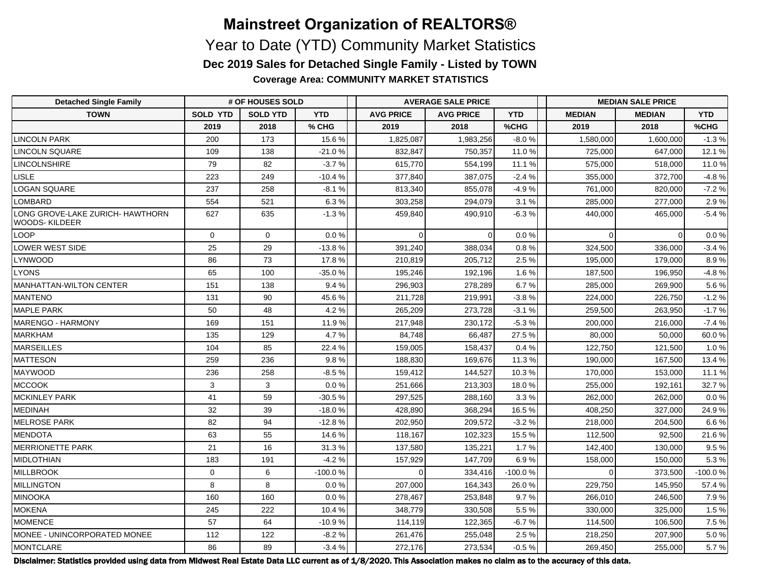# Mainstreet Organization of REALTORS®

## Year to Date (YTD) Community Market Statistics

### Dec 2019 Sales for Detached Single Family - Listed by TOWN

**Coverage Area: COMMUNITY MARKET STATISTICS**

| Detached Single Family | # OF HOUSES SOLD | | | AVERAGE SALE PRICE | | | MEDIAN SALE PRICE | | |
|---|---|---|---|---|---|---|---|---|---|
| TOWN | SOLD YTD | SOLD YTD | YTD | AVG PRICE | AVG PRICE | YTD | MEDIAN | MEDIAN | YTD |
| | 2019 | 2018 | % CHG | 2019 | 2018 | %CHG | 2019 | 2018 | %CHG |
| LINCOLN PARK | 200 | 173 | 15.6 % | 1,825,087 | 1,983,256 | -8.0 % | 1,580,000 | 1,600,000 | -1.3 % |
| LINCOLN SQUARE | 109 | 138 | -21.0 % | 832,847 | 750,357 | 11.0 % | 725,000 | 647,000 | 12.1 % |
| LINCOLNSHIRE | 79 | 82 | -3.7 % | 615,770 | 554,199 | 11.1 % | 575,000 | 518,000 | 11.0 % |
| LISLE | 223 | 249 | -10.4 % | 377,840 | 387,075 | -2.4 % | 355,000 | 372,700 | -4.8 % |
| LOGAN SQUARE | 237 | 258 | -8.1 % | 813,340 | 855,078 | -4.9 % | 761,000 | 820,000 | -7.2 % |
| LOMBARD | 554 | 521 | 6.3 % | 303,258 | 294,079 | 3.1 % | 285,000 | 277,000 | 2.9 % |
| LONG GROVE-LAKE ZURICH- HAWTHORN WOODS- KILDEER | 627 | 635 | -1.3 % | 459,840 | 490,910 | -6.3 % | 440,000 | 465,000 | -5.4 % |
| LOOP | 0 | 0 | 0.0 % | 0 | 0 | 0.0 % | 0 | 0 | 0.0 % |
| LOWER WEST SIDE | 25 | 29 | -13.8 % | 391,240 | 388,034 | 0.8 % | 324,500 | 336,000 | -3.4 % |
| LYNWOOD | 86 | 73 | 17.8 % | 210,819 | 205,712 | 2.5 % | 195,000 | 179,000 | 8.9 % |
| LYONS | 65 | 100 | -35.0 % | 195,246 | 192,196 | 1.6 % | 187,500 | 196,950 | -4.8 % |
| MANHATTAN-WILTON CENTER | 151 | 138 | 9.4 % | 296,903 | 278,289 | 6.7 % | 285,000 | 269,900 | 5.6 % |
| MANTENO | 131 | 90 | 45.6 % | 211,728 | 219,991 | -3.8 % | 224,000 | 226,750 | -1.2 % |
| MAPLE PARK | 50 | 48 | 4.2 % | 265,209 | 273,728 | -3.1 % | 259,500 | 263,950 | -1.7 % |
| MARENGO - HARMONY | 169 | 151 | 11.9 % | 217,948 | 230,172 | -5.3 % | 200,000 | 216,000 | -7.4 % |
| MARKHAM | 135 | 129 | 4.7 % | 84,748 | 66,487 | 27.5 % | 80,000 | 50,000 | 60.0 % |
| MARSEILLES | 104 | 85 | 22.4 % | 159,005 | 158,437 | 0.4 % | 122,750 | 121,500 | 1.0 % |
| MATTESON | 259 | 236 | 9.8 % | 188,830 | 169,676 | 11.3 % | 190,000 | 167,500 | 13.4 % |
| MAYWOOD | 236 | 258 | -8.5 % | 159,412 | 144,527 | 10.3 % | 170,000 | 153,000 | 11.1 % |
| MCCOOK | 3 | 3 | 0.0 % | 251,666 | 213,303 | 18.0 % | 255,000 | 192,161 | 32.7 % |
| MCKINLEY PARK | 41 | 59 | -30.5 % | 297,525 | 288,160 | 3.3 % | 262,000 | 262,000 | 0.0 % |
| MEDINAH | 32 | 39 | -18.0 % | 428,890 | 368,294 | 16.5 % | 408,250 | 327,000 | 24.9 % |
| MELROSE PARK | 82 | 94 | -12.8 % | 202,950 | 209,572 | -3.2 % | 218,000 | 204,500 | 6.6 % |
| MENDOTA | 63 | 55 | 14.6 % | 118,167 | 102,323 | 15.5 % | 112,500 | 92,500 | 21.6 % |
| MERRIONETTE PARK | 21 | 16 | 31.3 % | 137,580 | 135,221 | 1.7 % | 142,400 | 130,000 | 9.5 % |
| MIDLOTHIAN | 183 | 191 | -4.2 % | 157,929 | 147,709 | 6.9 % | 158,000 | 150,000 | 5.3 % |
| MILLBROOK | 0 | 6 | -100.0 % | 0 | 334,416 | -100.0 % | 0 | 373,500 | -100.0 % |
| MILLINGTON | 8 | 8 | 0.0 % | 207,000 | 164,343 | 26.0 % | 229,750 | 145,950 | 57.4 % |
| MINOOKA | 160 | 160 | 0.0 % | 278,467 | 253,848 | 9.7 % | 266,010 | 246,500 | 7.9 % |
| MOKENA | 245 | 222 | 10.4 % | 348,779 | 330,508 | 5.5 % | 330,000 | 325,000 | 1.5 % |
| MOMENCE | 57 | 64 | -10.9 % | 114,119 | 122,365 | -6.7 % | 114,500 | 106,500 | 7.5 % |
| MONEE - UNINCORPORATED MONEE | 112 | 122 | -8.2 % | 261,476 | 255,048 | 2.5 % | 218,250 | 207,900 | 5.0 % |
| MONTCLARE | 86 | 89 | -3.4 % | 272,176 | 273,534 | -0.5 % | 269,450 | 255,000 | 5.7 % |

**Disclaimer: Statistics provided using data from Midwest Real Estate Data LLC current as of 1/8/2020. This Association makes no claim as to the accuracy of this data.**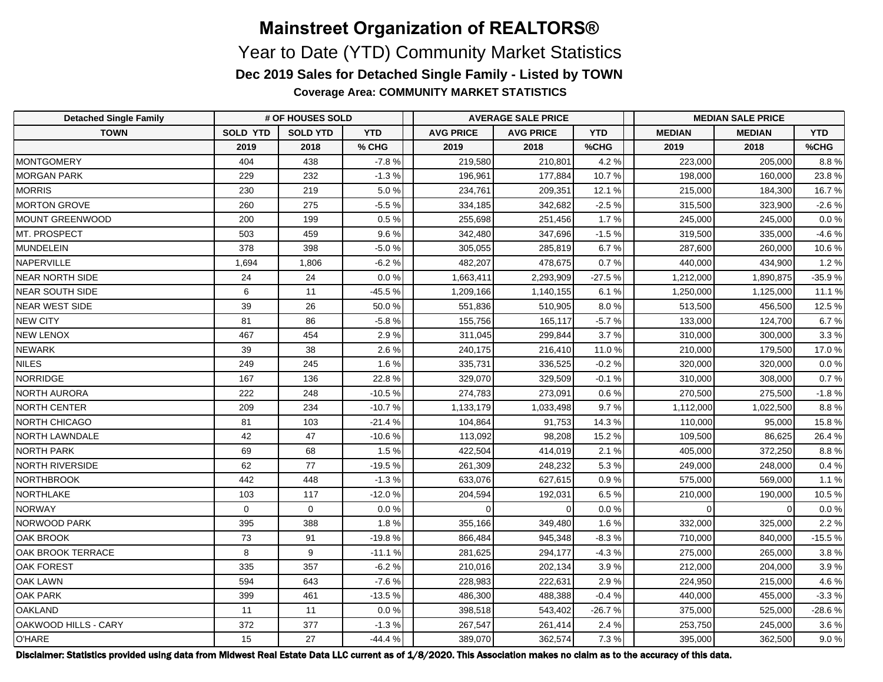# Mainstreet Organization of REALTORS®

## Year to Date (YTD) Community Market Statistics

### Dec 2019 Sales for Detached Single Family - Listed by TOWN

**Coverage Area: COMMUNITY MARKET STATISTICS**

| Detached Single Family | # OF HOUSES SOLD | | | AVERAGE SALE PRICE | | | MEDIAN SALE PRICE | | |
|---|---|---|---|---|---|---|---|---|---|
| TOWN | SOLD YTD | SOLD YTD | YTD | AVG PRICE | AVG PRICE | YTD | MEDIAN | MEDIAN | YTD |
| | 2019 | 2018 | % CHG | 2019 | 2018 | %CHG | 2019 | 2018 | %CHG |
| MONTGOMERY | 404 | 438 | -7.8 % | 219,580 | 210,801 | 4.2 % | 223,000 | 205,000 | 8.8 % |
| MORGAN PARK | 229 | 232 | -1.3 % | 196,961 | 177,884 | 10.7 % | 198,000 | 160,000 | 23.8 % |
| MORRIS | 230 | 219 | 5.0 % | 234,761 | 209,351 | 12.1 % | 215,000 | 184,300 | 16.7 % |
| MORTON GROVE | 260 | 275 | -5.5 % | 334,185 | 342,682 | -2.5 % | 315,500 | 323,900 | -2.6 % |
| MOUNT GREENWOOD | 200 | 199 | 0.5 % | 255,698 | 251,456 | 1.7 % | 245,000 | 245,000 | 0.0 % |
| MT. PROSPECT | 503 | 459 | 9.6 % | 342,480 | 347,696 | -1.5 % | 319,500 | 335,000 | -4.6 % |
| MUNDELEIN | 378 | 398 | -5.0 % | 305,055 | 285,819 | 6.7 % | 287,600 | 260,000 | 10.6 % |
| NAPERVILLE | 1,694 | 1,806 | -6.2 % | 482,207 | 478,675 | 0.7 % | 440,000 | 434,900 | 1.2 % |
| NEAR NORTH SIDE | 24 | 24 | 0.0 % | 1,663,411 | 2,293,909 | -27.5 % | 1,212,000 | 1,890,875 | -35.9 % |
| NEAR SOUTH SIDE | 6 | 11 | -45.5 % | 1,209,166 | 1,140,155 | 6.1 % | 1,250,000 | 1,125,000 | 11.1 % |
| NEAR WEST SIDE | 39 | 26 | 50.0 % | 551,836 | 510,905 | 8.0 % | 513,500 | 456,500 | 12.5 % |
| NEW CITY | 81 | 86 | -5.8 % | 155,756 | 165,117 | -5.7 % | 133,000 | 124,700 | 6.7 % |
| NEW LENOX | 467 | 454 | 2.9 % | 311,045 | 299,844 | 3.7 % | 310,000 | 300,000 | 3.3 % |
| NEWARK | 39 | 38 | 2.6 % | 240,175 | 216,410 | 11.0 % | 210,000 | 179,500 | 17.0 % |
| NILES | 249 | 245 | 1.6 % | 335,731 | 336,525 | -0.2 % | 320,000 | 320,000 | 0.0 % |
| NORRIDGE | 167 | 136 | 22.8 % | 329,070 | 329,509 | -0.1 % | 310,000 | 308,000 | 0.7 % |
| NORTH AURORA | 222 | 248 | -10.5 % | 274,783 | 273,091 | 0.6 % | 270,500 | 275,500 | -1.8 % |
| NORTH CENTER | 209 | 234 | -10.7 % | 1,133,179 | 1,033,498 | 9.7 % | 1,112,000 | 1,022,500 | 8.8 % |
| NORTH CHICAGO | 81 | 103 | -21.4 % | 104,864 | 91,753 | 14.3 % | 110,000 | 95,000 | 15.8 % |
| NORTH LAWNDALE | 42 | 47 | -10.6 % | 113,092 | 98,208 | 15.2 % | 109,500 | 86,625 | 26.4 % |
| NORTH PARK | 69 | 68 | 1.5 % | 422,504 | 414,019 | 2.1 % | 405,000 | 372,250 | 8.8 % |
| NORTH RIVERSIDE | 62 | 77 | -19.5 % | 261,309 | 248,232 | 5.3 % | 249,000 | 248,000 | 0.4 % |
| NORTHBROOK | 442 | 448 | -1.3 % | 633,076 | 627,615 | 0.9 % | 575,000 | 569,000 | 1.1 % |
| NORTHLAKE | 103 | 117 | -12.0 % | 204,594 | 192,031 | 6.5 % | 210,000 | 190,000 | 10.5 % |
| NORWAY | 0 | 0 | 0.0 % | 0 | 0 | 0.0 % | 0 | 0 | 0.0 % |
| NORWOOD PARK | 395 | 388 | 1.8 % | 355,166 | 349,480 | 1.6 % | 332,000 | 325,000 | 2.2 % |
| OAK BROOK | 73 | 91 | -19.8 % | 866,484 | 945,348 | -8.3 % | 710,000 | 840,000 | -15.5 % |
| OAK BROOK TERRACE | 8 | 9 | -11.1 % | 281,625 | 294,177 | -4.3 % | 275,000 | 265,000 | 3.8 % |
| OAK FOREST | 335 | 357 | -6.2 % | 210,016 | 202,134 | 3.9 % | 212,000 | 204,000 | 3.9 % |
| OAK LAWN | 594 | 643 | -7.6 % | 228,983 | 222,631 | 2.9 % | 224,950 | 215,000 | 4.6 % |
| OAK PARK | 399 | 461 | -13.5 % | 486,300 | 488,388 | -0.4 % | 440,000 | 455,000 | -3.3 % |
| OAKLAND | 11 | 11 | 0.0 % | 398,518 | 543,402 | -26.7 % | 375,000 | 525,000 | -28.6 % |
| OAKWOOD HILLS - CARY | 372 | 377 | -1.3 % | 267,547 | 261,414 | 2.4 % | 253,750 | 245,000 | 3.6 % |
| O'HARE | 15 | 27 | -44.4 % | 389,070 | 362,574 | 7.3 % | 395,000 | 362,500 | 9.0 % |

**Disclaimer: Statistics provided using data from Midwest Real Estate Data LLC current as of 1/8/2020. This Association makes no claim as to the accuracy of this data.**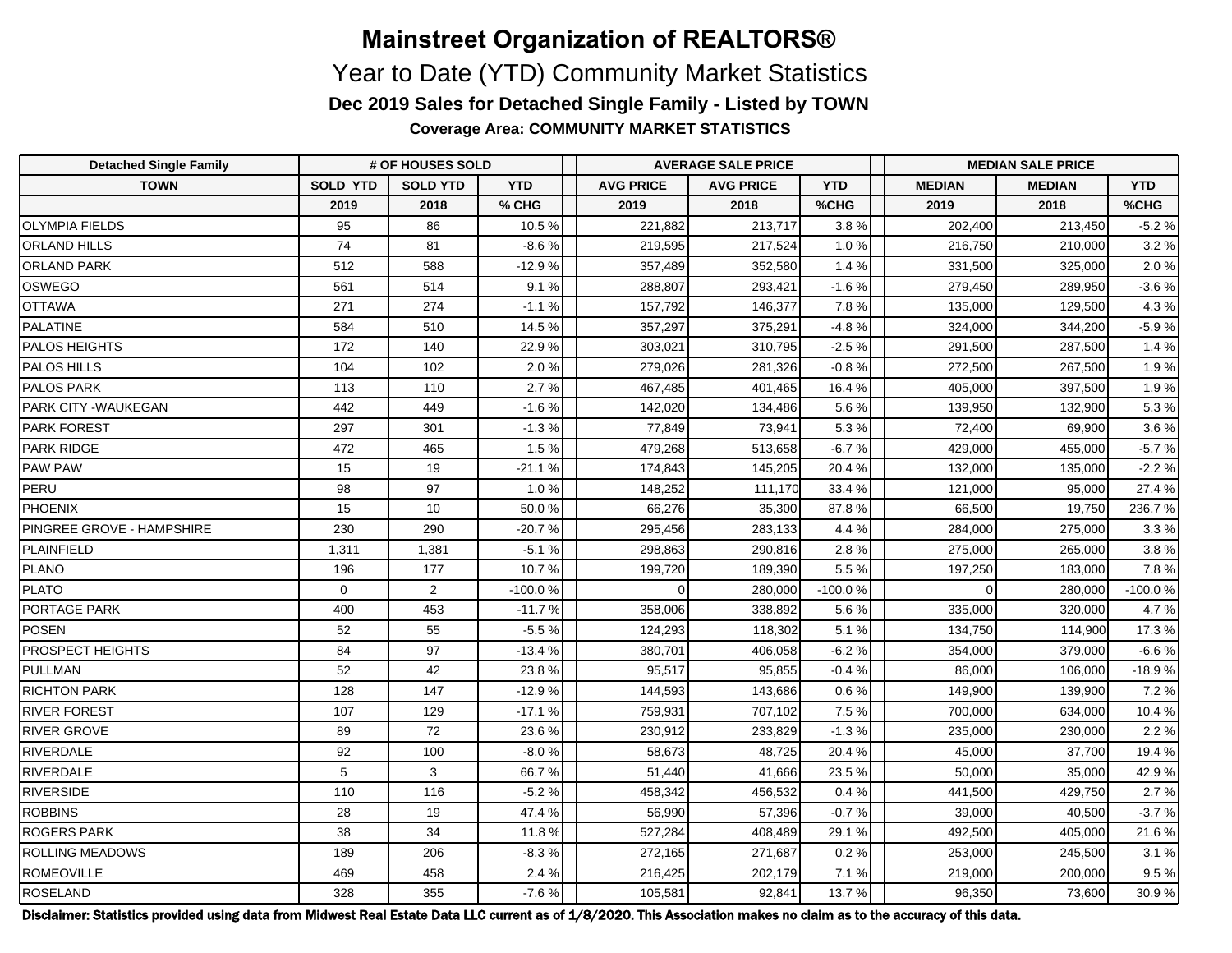# Mainstreet Organization of REALTORS®

## Year to Date (YTD) Community Market Statistics

### Dec 2019 Sales for Detached Single Family - Listed by TOWN

**Coverage Area: COMMUNITY MARKET STATISTICS**

| Detached Single Family | # OF HOUSES SOLD | | | AVERAGE SALE PRICE | | | MEDIAN SALE PRICE | | |
|---|---|---|---|---|---|---|---|---|---|
| TOWN | SOLD YTD | SOLD YTD | YTD | AVG PRICE | AVG PRICE | YTD | MEDIAN | MEDIAN | YTD |
| | 2019 | 2018 | % CHG | 2019 | 2018 | %CHG | 2019 | 2018 | %CHG |
| OLYMPIA FIELDS | 95 | 86 | 10.5 % | 221,882 | 213,717 | 3.8 % | 202,400 | 213,450 | -5.2 % |
| ORLAND HILLS | 74 | 81 | -8.6 % | 219,595 | 217,524 | 1.0 % | 216,750 | 210,000 | 3.2 % |
| ORLAND PARK | 512 | 588 | -12.9 % | 357,489 | 352,580 | 1.4 % | 331,500 | 325,000 | 2.0 % |
| OSWEGO | 561 | 514 | 9.1 % | 288,807 | 293,421 | -1.6 % | 279,450 | 289,950 | -3.6 % |
| OTTAWA | 271 | 274 | -1.1 % | 157,792 | 146,377 | 7.8 % | 135,000 | 129,500 | 4.3 % |
| PALATINE | 584 | 510 | 14.5 % | 357,297 | 375,291 | -4.8 % | 324,000 | 344,200 | -5.9 % |
| PALOS HEIGHTS | 172 | 140 | 22.9 % | 303,021 | 310,795 | -2.5 % | 291,500 | 287,500 | 1.4 % |
| PALOS HILLS | 104 | 102 | 2.0 % | 279,026 | 281,326 | -0.8 % | 272,500 | 267,500 | 1.9 % |
| PALOS PARK | 113 | 110 | 2.7 % | 467,485 | 401,465 | 16.4 % | 405,000 | 397,500 | 1.9 % |
| PARK CITY -WAUKEGAN | 442 | 449 | -1.6 % | 142,020 | 134,486 | 5.6 % | 139,950 | 132,900 | 5.3 % |
| PARK FOREST | 297 | 301 | -1.3 % | 77,849 | 73,941 | 5.3 % | 72,400 | 69,900 | 3.6 % |
| PARK RIDGE | 472 | 465 | 1.5 % | 479,268 | 513,658 | -6.7 % | 429,000 | 455,000 | -5.7 % |
| PAW PAW | 15 | 19 | -21.1 % | 174,843 | 145,205 | 20.4 % | 132,000 | 135,000 | -2.2 % |
| PERU | 98 | 97 | 1.0 % | 148,252 | 111,170 | 33.4 % | 121,000 | 95,000 | 27.4 % |
| PHOENIX | 15 | 10 | 50.0 % | 66,276 | 35,300 | 87.8 % | 66,500 | 19,750 | 236.7 % |
| PINGREE GROVE - HAMPSHIRE | 230 | 290 | -20.7 % | 295,456 | 283,133 | 4.4 % | 284,000 | 275,000 | 3.3 % |
| PLAINFIELD | 1,311 | 1,381 | -5.1 % | 298,863 | 290,816 | 2.8 % | 275,000 | 265,000 | 3.8 % |
| PLANO | 196 | 177 | 10.7 % | 199,720 | 189,390 | 5.5 % | 197,250 | 183,000 | 7.8 % |
| PLATO | 0 | 2 | -100.0 % | 0 | 280,000 | -100.0 % | 0 | 280,000 | -100.0 % |
| PORTAGE PARK | 400 | 453 | -11.7 % | 358,006 | 338,892 | 5.6 % | 335,000 | 320,000 | 4.7 % |
| POSEN | 52 | 55 | -5.5 % | 124,293 | 118,302 | 5.1 % | 134,750 | 114,900 | 17.3 % |
| PROSPECT HEIGHTS | 84 | 97 | -13.4 % | 380,701 | 406,058 | -6.2 % | 354,000 | 379,000 | -6.6 % |
| PULLMAN | 52 | 42 | 23.8 % | 95,517 | 95,855 | -0.4 % | 86,000 | 106,000 | -18.9 % |
| RICHTON PARK | 128 | 147 | -12.9 % | 144,593 | 143,686 | 0.6 % | 149,900 | 139,900 | 7.2 % |
| RIVER FOREST | 107 | 129 | -17.1 % | 759,931 | 707,102 | 7.5 % | 700,000 | 634,000 | 10.4 % |
| RIVER GROVE | 89 | 72 | 23.6 % | 230,912 | 233,829 | -1.3 % | 235,000 | 230,000 | 2.2 % |
| RIVERDALE | 92 | 100 | -8.0 % | 58,673 | 48,725 | 20.4 % | 45,000 | 37,700 | 19.4 % |
| RIVERDALE | 5 | 3 | 66.7 % | 51,440 | 41,666 | 23.5 % | 50,000 | 35,000 | 42.9 % |
| RIVERSIDE | 110 | 116 | -5.2 % | 458,342 | 456,532 | 0.4 % | 441,500 | 429,750 | 2.7 % |
| ROBBINS | 28 | 19 | 47.4 % | 56,990 | 57,396 | -0.7 % | 39,000 | 40,500 | -3.7 % |
| ROGERS PARK | 38 | 34 | 11.8 % | 527,284 | 408,489 | 29.1 % | 492,500 | 405,000 | 21.6 % |
| ROLLING MEADOWS | 189 | 206 | -8.3 % | 272,165 | 271,687 | 0.2 % | 253,000 | 245,500 | 3.1 % |
| ROMEOVILLE | 469 | 458 | 2.4 % | 216,425 | 202,179 | 7.1 % | 219,000 | 200,000 | 9.5 % |
| ROSELAND | 328 | 355 | -7.6 % | 105,581 | 92,841 | 13.7 % | 96,350 | 73,600 | 30.9 % |

**Disclaimer: Statistics provided using data from Midwest Real Estate Data LLC current as of 1/8/2020. This Association makes no claim as to the accuracy of this data.**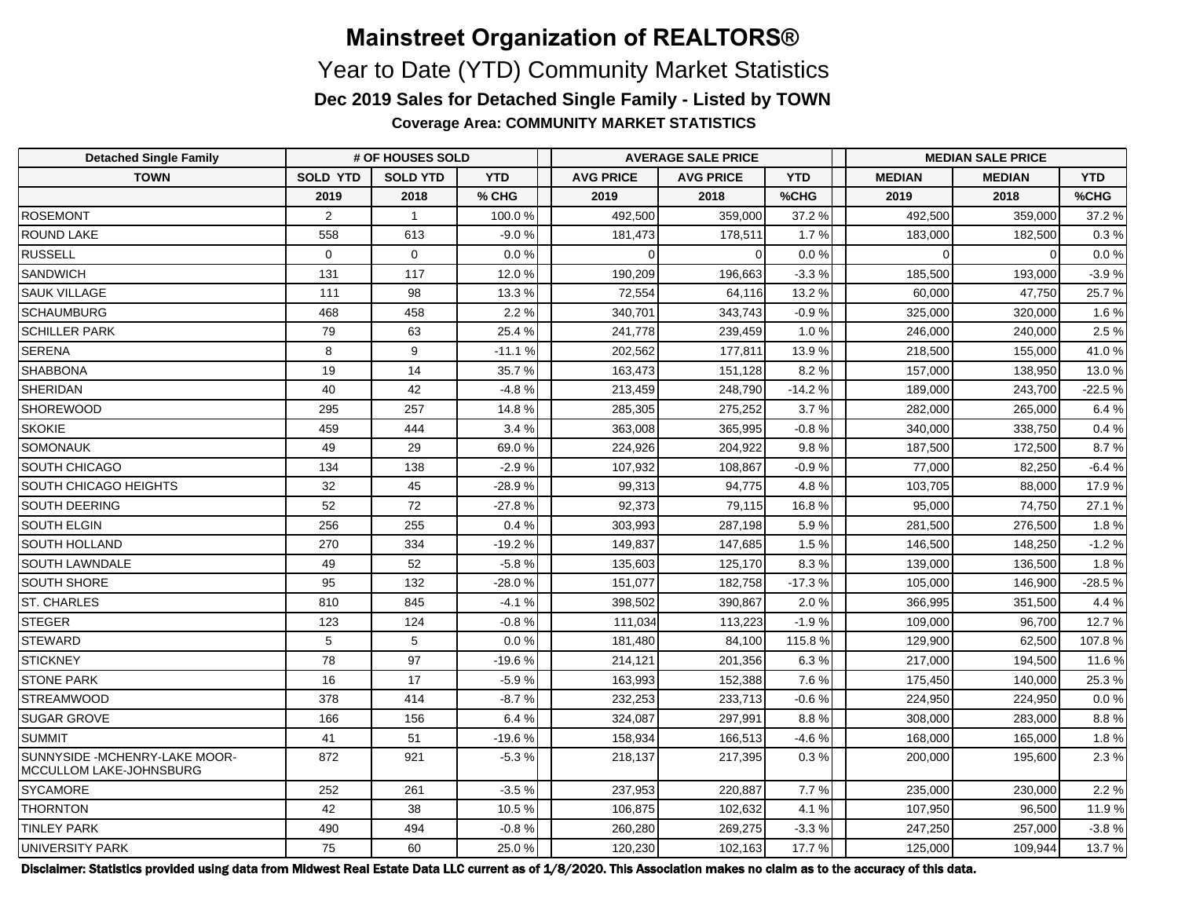# Mainstreet Organization of REALTORS®

## Year to Date (YTD) Community Market Statistics

### Dec 2019 Sales for Detached Single Family - Listed by TOWN

**Coverage Area: COMMUNITY MARKET STATISTICS**

| Detached Single Family | # OF HOUSES SOLD | | | AVERAGE SALE PRICE | | | MEDIAN SALE PRICE | | |
|---|---|---|---|---|---|---|---|---|---|
| TOWN | SOLD YTD | SOLD YTD | YTD | AVG PRICE | AVG PRICE | YTD | MEDIAN | MEDIAN | YTD |
| | 2019 | 2018 | % CHG | 2019 | 2018 | %CHG | 2019 | 2018 | %CHG |
| ROSEMONT | 2 | 1 | 100.0 % | 492,500 | 359,000 | 37.2 % | 492,500 | 359,000 | 37.2 % |
| ROUND LAKE | 558 | 613 | -9.0 % | 181,473 | 178,511 | 1.7 % | 183,000 | 182,500 | 0.3 % |
| RUSSELL | 0 | 0 | 0.0 % | 0 | 0 | 0.0 % | 0 | 0 | 0.0 % |
| SANDWICH | 131 | 117 | 12.0 % | 190,209 | 196,663 | -3.3 % | 185,500 | 193,000 | -3.9 % |
| SAUK VILLAGE | 111 | 98 | 13.3 % | 72,554 | 64,116 | 13.2 % | 60,000 | 47,750 | 25.7 % |
| SCHAUMBURG | 468 | 458 | 2.2 % | 340,701 | 343,743 | -0.9 % | 325,000 | 320,000 | 1.6 % |
| SCHILLER PARK | 79 | 63 | 25.4 % | 241,778 | 239,459 | 1.0 % | 246,000 | 240,000 | 2.5 % |
| SERENA | 8 | 9 | -11.1 % | 202,562 | 177,811 | 13.9 % | 218,500 | 155,000 | 41.0 % |
| SHABBONA | 19 | 14 | 35.7 % | 163,473 | 151,128 | 8.2 % | 157,000 | 138,950 | 13.0 % |
| SHERIDAN | 40 | 42 | -4.8 % | 213,459 | 248,790 | -14.2 % | 189,000 | 243,700 | -22.5 % |
| SHOREWOOD | 295 | 257 | 14.8 % | 285,305 | 275,252 | 3.7 % | 282,000 | 265,000 | 6.4 % |
| SKOKIE | 459 | 444 | 3.4 % | 363,008 | 365,995 | -0.8 % | 340,000 | 338,750 | 0.4 % |
| SOMONAUK | 49 | 29 | 69.0 % | 224,926 | 204,922 | 9.8 % | 187,500 | 172,500 | 8.7 % |
| SOUTH CHICAGO | 134 | 138 | -2.9 % | 107,932 | 108,867 | -0.9 % | 77,000 | 82,250 | -6.4 % |
| SOUTH CHICAGO HEIGHTS | 32 | 45 | -28.9 % | 99,313 | 94,775 | 4.8 % | 103,705 | 88,000 | 17.9 % |
| SOUTH DEERING | 52 | 72 | -27.8 % | 92,373 | 79,115 | 16.8 % | 95,000 | 74,750 | 27.1 % |
| SOUTH ELGIN | 256 | 255 | 0.4 % | 303,993 | 287,198 | 5.9 % | 281,500 | 276,500 | 1.8 % |
| SOUTH HOLLAND | 270 | 334 | -19.2 % | 149,837 | 147,685 | 1.5 % | 146,500 | 148,250 | -1.2 % |
| SOUTH LAWNDALE | 49 | 52 | -5.8 % | 135,603 | 125,170 | 8.3 % | 139,000 | 136,500 | 1.8 % |
| SOUTH SHORE | 95 | 132 | -28.0 % | 151,077 | 182,758 | -17.3 % | 105,000 | 146,900 | -28.5 % |
| ST. CHARLES | 810 | 845 | -4.1 % | 398,502 | 390,867 | 2.0 % | 366,995 | 351,500 | 4.4 % |
| STEGER | 123 | 124 | -0.8 % | 111,034 | 113,223 | -1.9 % | 109,000 | 96,700 | 12.7 % |
| STEWARD | 5 | 5 | 0.0 % | 181,480 | 84,100 | 115.8 % | 129,900 | 62,500 | 107.8 % |
| STICKNEY | 78 | 97 | -19.6 % | 214,121 | 201,356 | 6.3 % | 217,000 | 194,500 | 11.6 % |
| STONE PARK | 16 | 17 | -5.9 % | 163,993 | 152,388 | 7.6 % | 175,450 | 140,000 | 25.3 % |
| STREAMWOOD | 378 | 414 | -8.7 % | 232,253 | 233,713 | -0.6 % | 224,950 | 224,950 | 0.0 % |
| SUGAR GROVE | 166 | 156 | 6.4 % | 324,087 | 297,991 | 8.8 % | 308,000 | 283,000 | 8.8 % |
| SUMMIT | 41 | 51 | -19.6 % | 158,934 | 166,513 | -4.6 % | 168,000 | 165,000 | 1.8 % |
| SUNNYSIDE -MCHENRY-LAKE MOOR-MCCULLOM LAKE-JOHNSBURG | 872 | 921 | -5.3 % | 218,137 | 217,395 | 0.3 % | 200,000 | 195,600 | 2.3 % |
| SYCAMORE | 252 | 261 | -3.5 % | 237,953 | 220,887 | 7.7 % | 235,000 | 230,000 | 2.2 % |
| THORNTON | 42 | 38 | 10.5 % | 106,875 | 102,632 | 4.1 % | 107,950 | 96,500 | 11.9 % |
| TINLEY PARK | 490 | 494 | -0.8 % | 260,280 | 269,275 | -3.3 % | 247,250 | 257,000 | -3.8 % |
| UNIVERSITY PARK | 75 | 60 | 25.0 % | 120,230 | 102,163 | 17.7 % | 125,000 | 109,944 | 13.7 % |

**Disclaimer: Statistics provided using data from Midwest Real Estate Data LLC current as of 1/8/2020. This Association makes no claim as to the accuracy of this data.**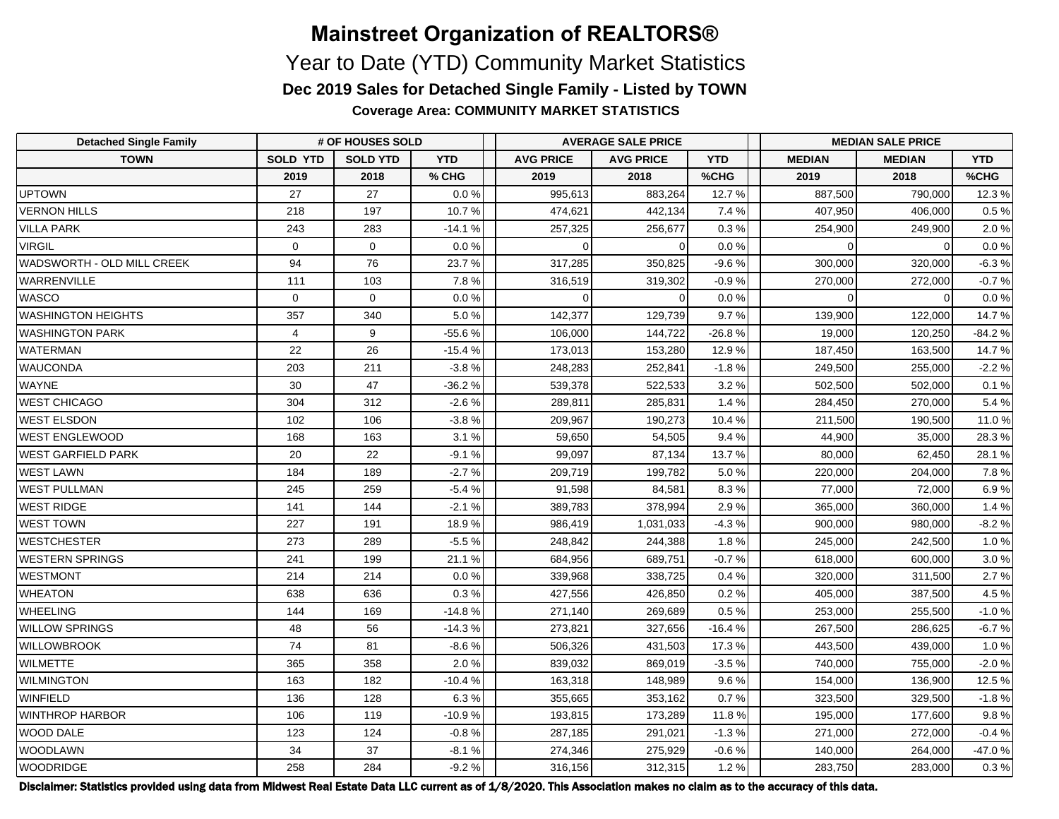# Mainstreet Organization of REALTORS®

## Year to Date (YTD) Community Market Statistics

### Dec 2019 Sales for Detached Single Family - Listed by TOWN

**Coverage Area: COMMUNITY MARKET STATISTICS**

| Detached Single Family | # OF HOUSES SOLD | | | AVERAGE SALE PRICE | | | MEDIAN SALE PRICE | | |
|---|---|---|---|---|---|---|---|---|---|
| TOWN | SOLD YTD | SOLD YTD | YTD | AVG PRICE | AVG PRICE | YTD | MEDIAN | MEDIAN | YTD |
| | 2019 | 2018 | % CHG | 2019 | 2018 | %CHG | 2019 | 2018 | %CHG |
| UPTOWN | 27 | 27 | 0.0 % | 995,613 | 883,264 | 12.7 % | 887,500 | 790,000 | 12.3 % |
| VERNON HILLS | 218 | 197 | 10.7 % | 474,621 | 442,134 | 7.4 % | 407,950 | 406,000 | 0.5 % |
| VILLA PARK | 243 | 283 | -14.1 % | 257,325 | 256,677 | 0.3 % | 254,900 | 249,900 | 2.0 % |
| VIRGIL | 0 | 0 | 0.0 % | 0 | 0 | 0.0 % | 0 | 0 | 0.0 % |
| WADSWORTH - OLD MILL CREEK | 94 | 76 | 23.7 % | 317,285 | 350,825 | -9.6 % | 300,000 | 320,000 | -6.3 % |
| WARRENVILLE | 111 | 103 | 7.8 % | 316,519 | 319,302 | -0.9 % | 270,000 | 272,000 | -0.7 % |
| WASCO | 0 | 0 | 0.0 % | 0 | 0 | 0.0 % | 0 | 0 | 0.0 % |
| WASHINGTON HEIGHTS | 357 | 340 | 5.0 % | 142,377 | 129,739 | 9.7 % | 139,900 | 122,000 | 14.7 % |
| WASHINGTON PARK | 4 | 9 | -55.6 % | 106,000 | 144,722 | -26.8 % | 19,000 | 120,250 | -84.2 % |
| WATERMAN | 22 | 26 | -15.4 % | 173,013 | 153,280 | 12.9 % | 187,450 | 163,500 | 14.7 % |
| WAUCONDA | 203 | 211 | -3.8 % | 248,283 | 252,841 | -1.8 % | 249,500 | 255,000 | -2.2 % |
| WAYNE | 30 | 47 | -36.2 % | 539,378 | 522,533 | 3.2 % | 502,500 | 502,000 | 0.1 % |
| WEST CHICAGO | 304 | 312 | -2.6 % | 289,811 | 285,831 | 1.4 % | 284,450 | 270,000 | 5.4 % |
| WEST ELSDON | 102 | 106 | -3.8 % | 209,967 | 190,273 | 10.4 % | 211,500 | 190,500 | 11.0 % |
| WEST ENGLEWOOD | 168 | 163 | 3.1 % | 59,650 | 54,505 | 9.4 % | 44,900 | 35,000 | 28.3 % |
| WEST GARFIELD PARK | 20 | 22 | -9.1 % | 99,097 | 87,134 | 13.7 % | 80,000 | 62,450 | 28.1 % |
| WEST LAWN | 184 | 189 | -2.7 % | 209,719 | 199,782 | 5.0 % | 220,000 | 204,000 | 7.8 % |
| WEST PULLMAN | 245 | 259 | -5.4 % | 91,598 | 84,581 | 8.3 % | 77,000 | 72,000 | 6.9 % |
| WEST RIDGE | 141 | 144 | -2.1 % | 389,783 | 378,994 | 2.9 % | 365,000 | 360,000 | 1.4 % |
| WEST TOWN | 227 | 191 | 18.9 % | 986,419 | 1,031,033 | -4.3 % | 900,000 | 980,000 | -8.2 % |
| WESTCHESTER | 273 | 289 | -5.5 % | 248,842 | 244,388 | 1.8 % | 245,000 | 242,500 | 1.0 % |
| WESTERN SPRINGS | 241 | 199 | 21.1 % | 684,956 | 689,751 | -0.7 % | 618,000 | 600,000 | 3.0 % |
| WESTMONT | 214 | 214 | 0.0 % | 339,968 | 338,725 | 0.4 % | 320,000 | 311,500 | 2.7 % |
| WHEATON | 638 | 636 | 0.3 % | 427,556 | 426,850 | 0.2 % | 405,000 | 387,500 | 4.5 % |
| WHEELING | 144 | 169 | -14.8 % | 271,140 | 269,689 | 0.5 % | 253,000 | 255,500 | -1.0 % |
| WILLOW SPRINGS | 48 | 56 | -14.3 % | 273,821 | 327,656 | -16.4 % | 267,500 | 286,625 | -6.7 % |
| WILLOWBROOK | 74 | 81 | -8.6 % | 506,326 | 431,503 | 17.3 % | 443,500 | 439,000 | 1.0 % |
| WILMETTE | 365 | 358 | 2.0 % | 839,032 | 869,019 | -3.5 % | 740,000 | 755,000 | -2.0 % |
| WILMINGTON | 163 | 182 | -10.4 % | 163,318 | 148,989 | 9.6 % | 154,000 | 136,900 | 12.5 % |
| WINFIELD | 136 | 128 | 6.3 % | 355,665 | 353,162 | 0.7 % | 323,500 | 329,500 | -1.8 % |
| WINTHROP HARBOR | 106 | 119 | -10.9 % | 193,815 | 173,289 | 11.8 % | 195,000 | 177,600 | 9.8 % |
| WOOD DALE | 123 | 124 | -0.8 % | 287,185 | 291,021 | -1.3 % | 271,000 | 272,000 | -0.4 % |
| WOODLAWN | 34 | 37 | -8.1 % | 274,346 | 275,929 | -0.6 % | 140,000 | 264,000 | -47.0 % |
| WOODRIDGE | 258 | 284 | -9.2 % | 316,156 | 312,315 | 1.2 % | 283,750 | 283,000 | 0.3 % |

**Disclaimer: Statistics provided using data from Midwest Real Estate Data LLC current as of 1/8/2020. This Association makes no claim as to the accuracy of this data.**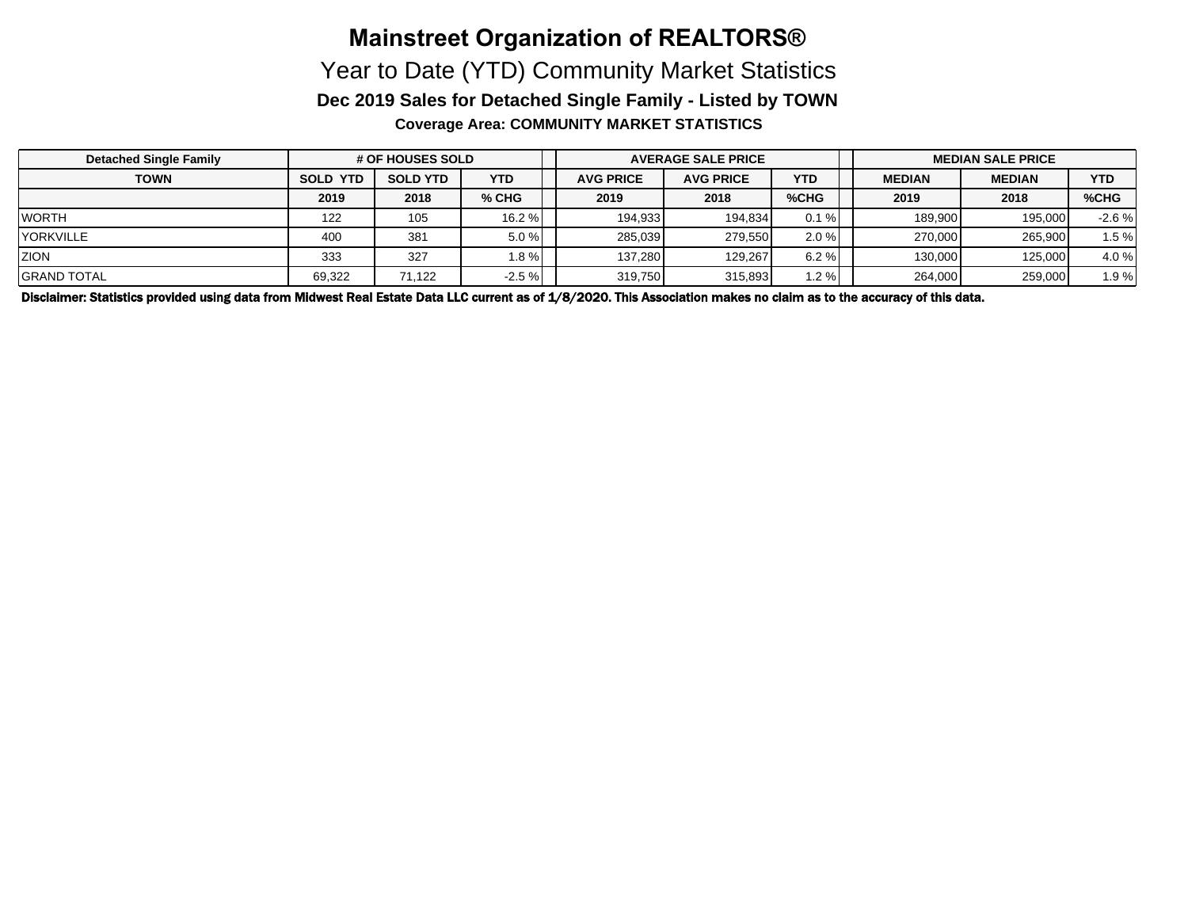# Mainstreet Organization of REALTORS®

## Year to Date (YTD) Community Market Statistics

### Dec 2019 Sales for Detached Single Family - Listed by TOWN

**Coverage Area: COMMUNITY MARKET STATISTICS**

| Detached Single Family | # OF HOUSES SOLD | | | AVERAGE SALE PRICE | | | MEDIAN SALE PRICE | | |
|---|---|---|---|---|---|---|---|---|---|
| TOWN | SOLD YTD | SOLD YTD | YTD | AVG PRICE | AVG PRICE | YTD | MEDIAN | MEDIAN | YTD |
| | 2019 | 2018 | % CHG | 2019 | 2018 | %CHG | 2019 | 2018 | %CHG |
| WORTH | 122 | 105 | 16.2 % | 194,933 | 194,834 | 0.1 % | 189,900 | 195,000 | -2.6 % |
| YORKVILLE | 400 | 381 | 5.0 % | 285,039 | 279,550 | 2.0 % | 270,000 | 265,900 | 1.5 % |
| ZION | 333 | 327 | 1.8 % | 137,280 | 129,267 | 6.2 % | 130,000 | 125,000 | 4.0 % |
| GRAND TOTAL | 69,322 | 71,122 | -2.5 % | 319,750 | 315,893 | 1.2 % | 264,000 | 259,000 | 1.9 % |

**Disclaimer: Statistics provided using data from Midwest Real Estate Data LLC current as of 1/8/2020. This Association makes no claim as to the accuracy of this data.**